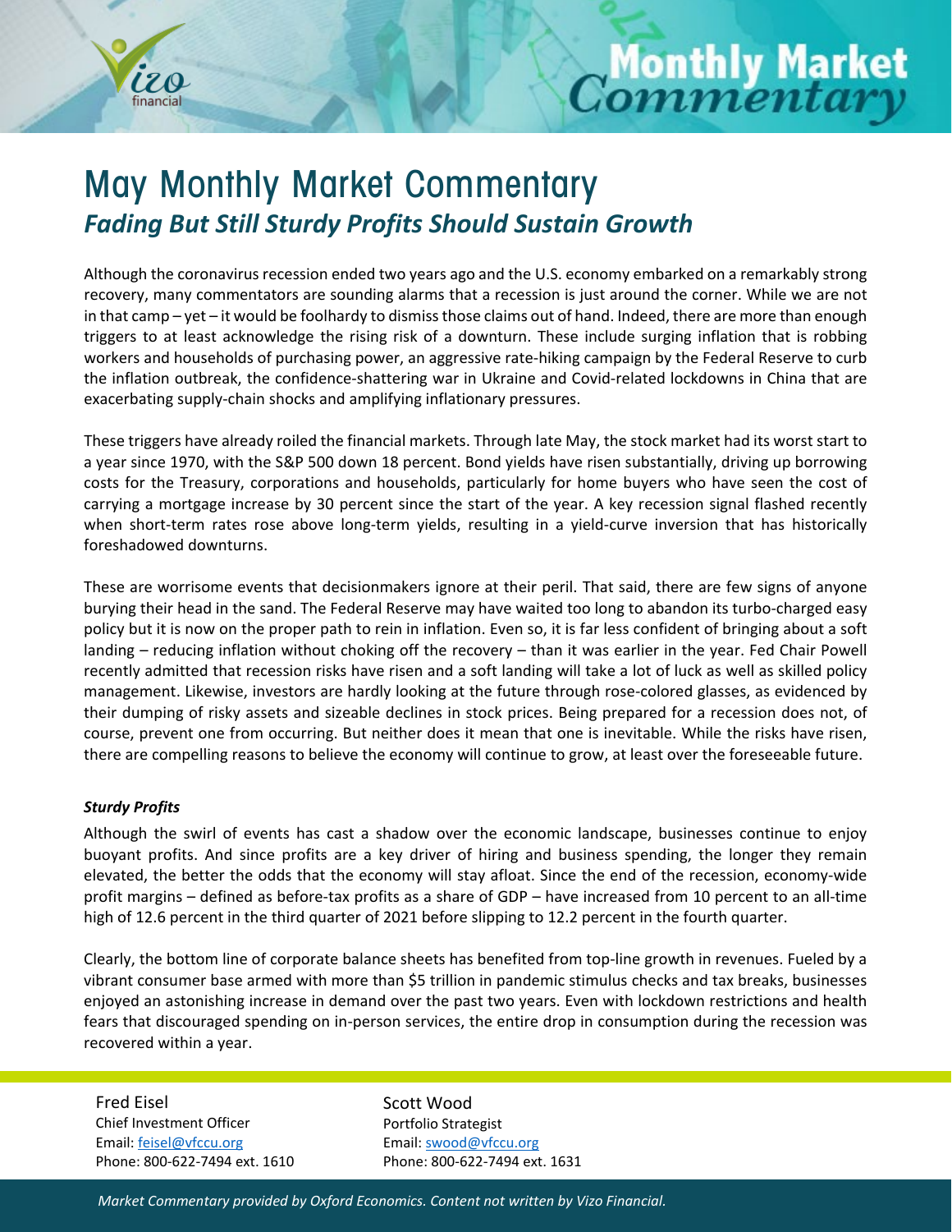# May Monthly Market Commentary

## *Fading But Still Sturdy Profits Should Sustain Growth*

Although the coronavirus recession ended two years ago and the U.S. economy embarked on a remarkably strong recovery, many commentators are sounding alarms that a recession is just around the corner. While we are not in that camp – yet – it would be foolhardy to dismiss those claims out of hand. Indeed, there are more than enough triggers to at least acknowledge the rising risk of a downturn. These include surging inflation that is robbing workers and households of purchasing power, an aggressive rate-hiking campaign by the Federal Reserve to curb the inflation outbreak, the confidence-shattering war in Ukraine and Covid-related lockdowns in China that are exacerbating supply-chain shocks and amplifying inflationary pressures.

These triggers have already roiled the financial markets. Through late May, the stock market had its worst start to a year since 1970, with the S&P 500 down 18 percent. Bond yields have risen substantially, driving up borrowing costs for the Treasury, corporations and households, particularly for home buyers who have seen the cost of carrying a mortgage increase by 30 percent since the start of the year. A key recession signal flashed recently when short-term rates rose above long-term yields, resulting in a yield-curve inversion that has historically foreshadowed downturns.

These are worrisome events that decisionmakers ignore at their peril. That said, there are few signs of anyone burying their head in the sand. The Federal Reserve may have waited too long to abandon its turbo-charged easy policy but it is now on the proper path to rein in inflation. Even so, it is far less confident of bringing about a soft landing – reducing inflation without choking off the recovery – than it was earlier in the year. Fed Chair Powell recently admitted that recession risks have risen and a soft landing will take a lot of luck as well as skilled policy management. Likewise, investors are hardly looking at the future through rose-colored glasses, as evidenced by their dumping of risky assets and sizeable declines in stock prices. Being prepared for a recession does not, of course, prevent one from occurring. But neither does it mean that one is inevitable. While the risks have risen, there are compelling reasons to believe the economy will continue to grow, at least over the foreseeable future.

### *Sturdy Profits*

Although the swirl of events has cast a shadow over the economic landscape, businesses continue to enjoy buoyant profits. And since profits are a key driver of hiring and business spending, the longer they remain elevated, the better the odds that the economy will stay afloat. Since the end of the recession, economy-wide profit margins – defined as before-tax profits as a share of GDP – have increased from 10 percent to an all-time high of 12.6 percent in the third quarter of 2021 before slipping to 12.2 percent in the fourth quarter.

Clearly, the bottom line of corporate balance sheets has benefited from top-line growth in revenues. Fueled by a vibrant consumer base armed with more than $5 trillion in pandemic stimulus checks and tax breaks, businesses enjoyed an astonishing increase in demand over the past two years. Even with lockdown restrictions and health fears that discouraged spending on in-person services, the entire drop in consumption during the recession was recovered within a year.

Fred Eisel
Chief Investment Officer
Email: feisel@vfccu.org
Phone: 800-622-7494 ext. 1610

Scott Wood
Portfolio Strategist
Email: swood@vfccu.org
Phone: 800-622-7494 ext. 1631

*Market Commentary provided by Oxford Economics. Content not written by Vizo Financial.*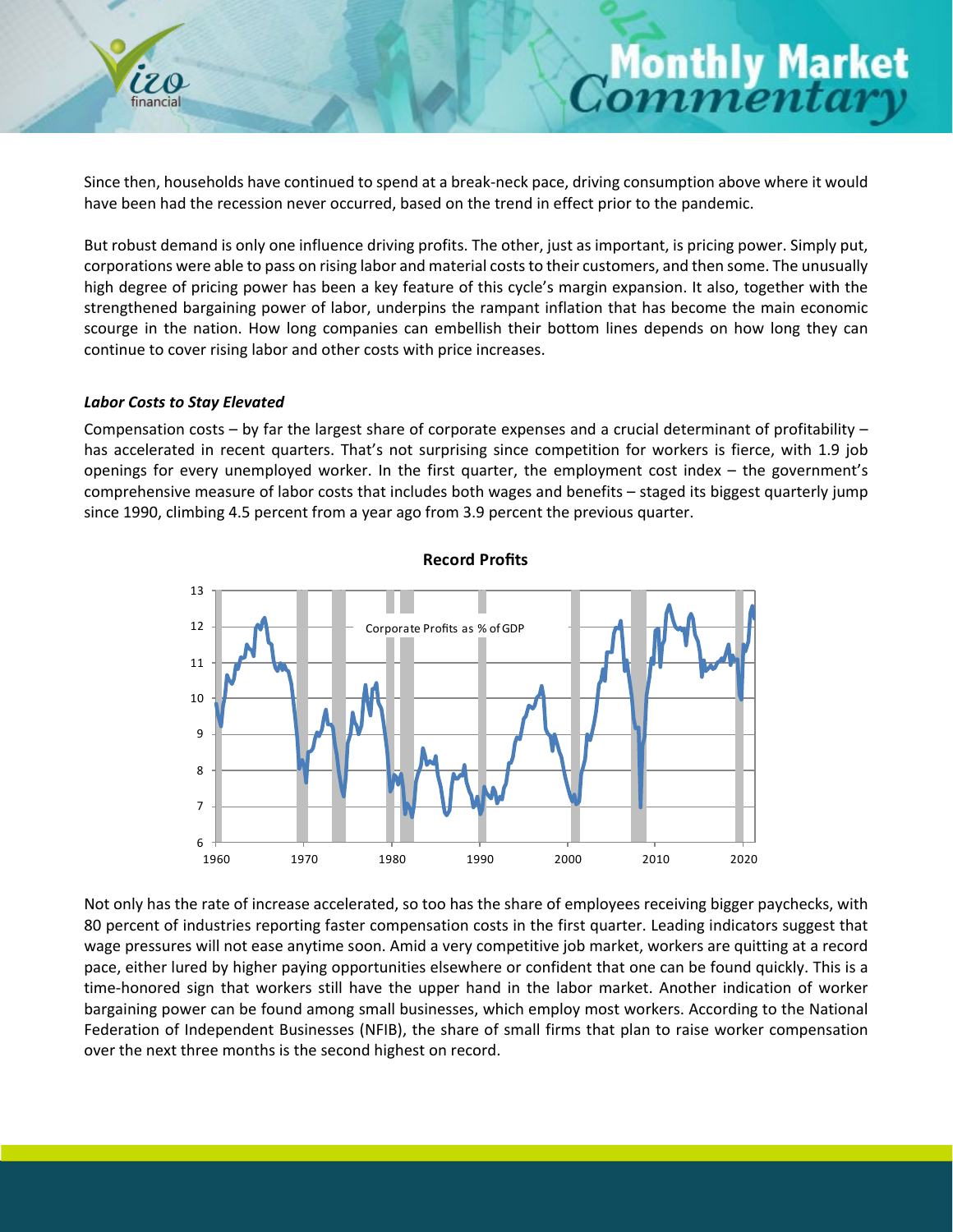Since then, households have continued to spend at a break-neck pace, driving consumption above where it would have been had the recession never occurred, based on the trend in effect prior to the pandemic.

But robust demand is only one influence driving profits. The other, just as important, is pricing power. Simply put, corporations were able to pass on rising labor and material costs to their customers, and then some. The unusually high degree of pricing power has been a key feature of this cycle's margin expansion. It also, together with the strengthened bargaining power of labor, underpins the rampant inflation that has become the main economic scourge in the nation. How long companies can embellish their bottom lines depends on how long they can continue to cover rising labor and other costs with price increases.

***Labor Costs to Stay Elevated***

Compensation costs – by far the largest share of corporate expenses and a crucial determinant of profitability – has accelerated in recent quarters. That's not surprising since competition for workers is fierce, with 1.9 job openings for every unemployed worker. In the first quarter, the employment cost index – the government's comprehensive measure of labor costs that includes both wages and benefits – staged its biggest quarterly jump since 1990, climbing 4.5 percent from a year ago from 3.9 percent the previous quarter.

**Record Profits**

Corporate Profits as % of GDP

13
12
11
10
9
8
7
6

1960 1970 1980 1990 2000 2010 2020

Not only has the rate of increase accelerated, so too has the share of employees receiving bigger paychecks, with 80 percent of industries reporting faster compensation costs in the first quarter. Leading indicators suggest that wage pressures will not ease anytime soon. Amid a very competitive job market, workers are quitting at a record pace, either lured by higher paying opportunities elsewhere or confident that one can be found quickly. This is a time-honored sign that workers still have the upper hand in the labor market. Another indication of worker bargaining power can be found among small businesses, which employ most workers. According to the National Federation of Independent Businesses (NFIB), the share of small firms that plan to raise worker compensation over the next three months is the second highest on record.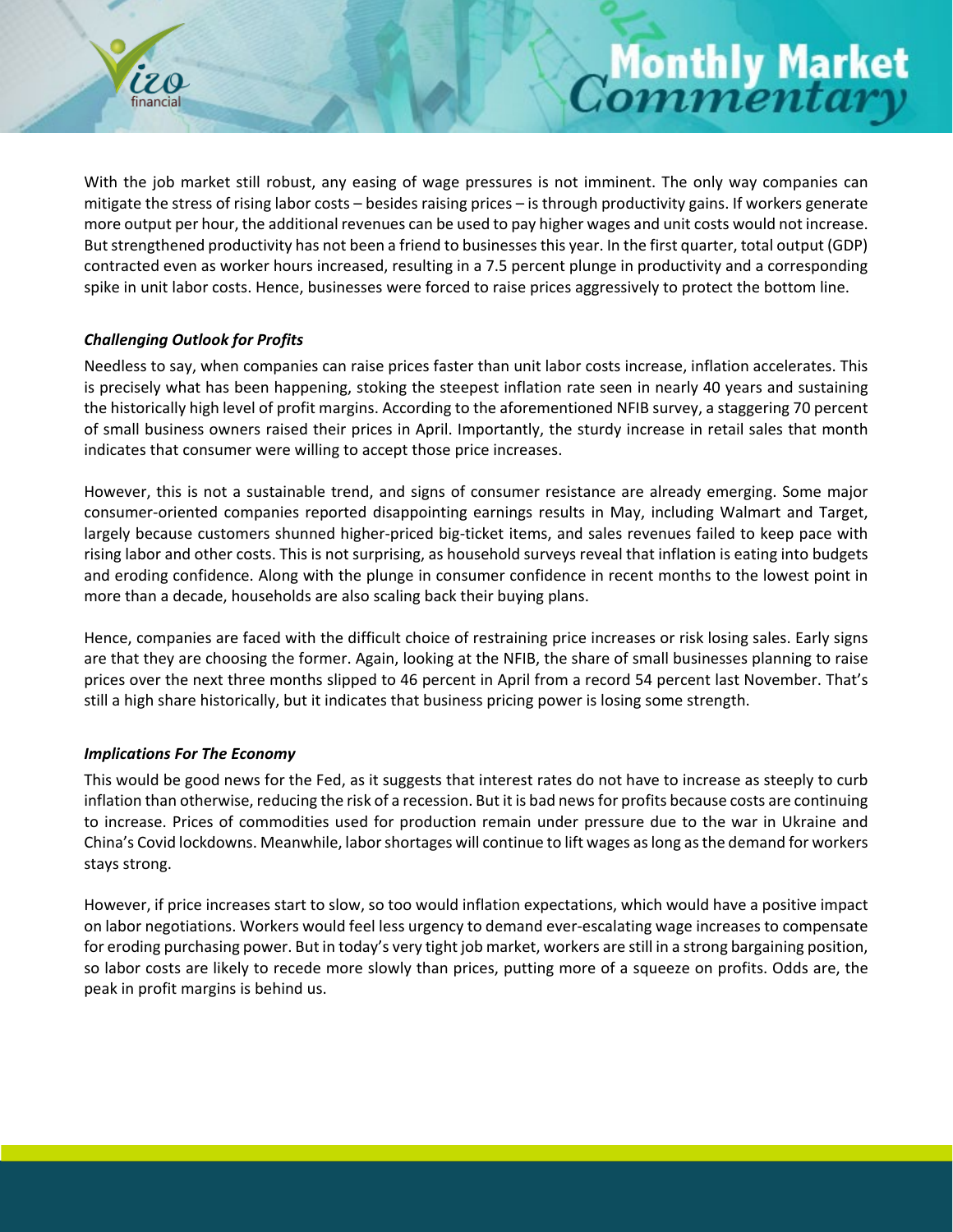With the job market still robust, any easing of wage pressures is not imminent. The only way companies can mitigate the stress of rising labor costs – besides raising prices – is through productivity gains. If workers generate more output per hour, the additional revenues can be used to pay higher wages and unit costs would not increase. But strengthened productivity has not been a friend to businesses this year. In the first quarter, total output (GDP) contracted even as worker hours increased, resulting in a 7.5 percent plunge in productivity and a corresponding spike in unit labor costs. Hence, businesses were forced to raise prices aggressively to protect the bottom line.

### *Challenging Outlook for Profits*

Needless to say, when companies can raise prices faster than unit labor costs increase, inflation accelerates. This is precisely what has been happening, stoking the steepest inflation rate seen in nearly 40 years and sustaining the historically high level of profit margins. According to the aforementioned NFIB survey, a staggering 70 percent of small business owners raised their prices in April. Importantly, the sturdy increase in retail sales that month indicates that consumer were willing to accept those price increases.

However, this is not a sustainable trend, and signs of consumer resistance are already emerging. Some major consumer-oriented companies reported disappointing earnings results in May, including Walmart and Target, largely because customers shunned higher-priced big-ticket items, and sales revenues failed to keep pace with rising labor and other costs. This is not surprising, as household surveys reveal that inflation is eating into budgets and eroding confidence. Along with the plunge in consumer confidence in recent months to the lowest point in more than a decade, households are also scaling back their buying plans.

Hence, companies are faced with the difficult choice of restraining price increases or risk losing sales. Early signs are that they are choosing the former. Again, looking at the NFIB, the share of small businesses planning to raise prices over the next three months slipped to 46 percent in April from a record 54 percent last November. That's still a high share historically, but it indicates that business pricing power is losing some strength.

### *Implications For The Economy*

This would be good news for the Fed, as it suggests that interest rates do not have to increase as steeply to curb inflation than otherwise, reducing the risk of a recession. But it is bad news for profits because costs are continuing to increase. Prices of commodities used for production remain under pressure due to the war in Ukraine and China's Covid lockdowns. Meanwhile, labor shortages will continue to lift wages as long as the demand for workers stays strong.

However, if price increases start to slow, so too would inflation expectations, which would have a positive impact on labor negotiations. Workers would feel less urgency to demand ever-escalating wage increases to compensate for eroding purchasing power. But in today's very tight job market, workers are still in a strong bargaining position, so labor costs are likely to recede more slowly than prices, putting more of a squeeze on profits. Odds are, the peak in profit margins is behind us.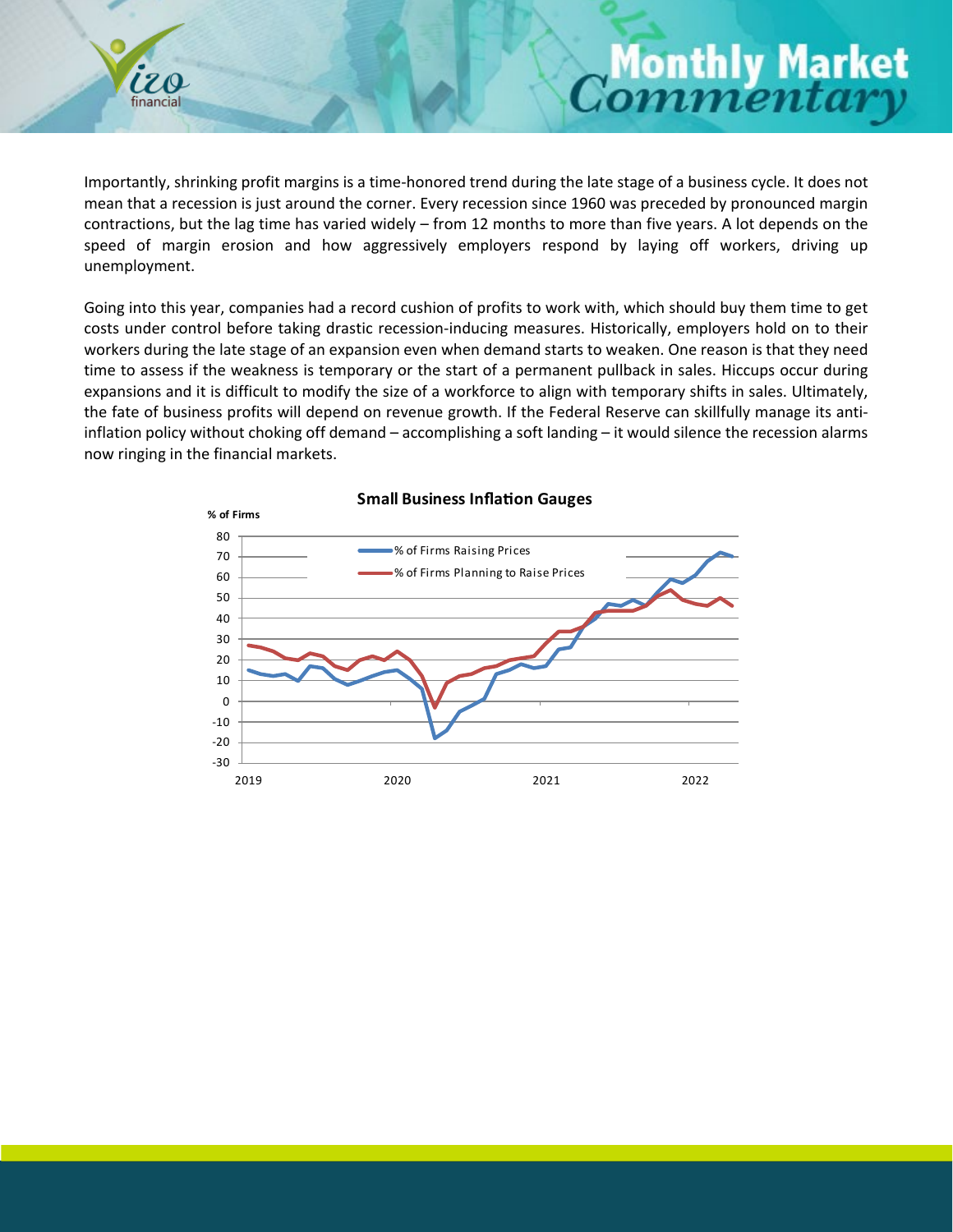Importantly, shrinking profit margins is a time-honored trend during the late stage of a business cycle. It does not mean that a recession is just around the corner. Every recession since 1960 was preceded by pronounced margin contractions, but the lag time has varied widely – from 12 months to more than five years. A lot depends on the speed of margin erosion and how aggressively employers respond by laying off workers, driving up unemployment.

Going into this year, companies had a record cushion of profits to work with, which should buy them time to get costs under control before taking drastic recession-inducing measures. Historically, employers hold on to their workers during the late stage of an expansion even when demand starts to weaken. One reason is that they need time to assess if the weakness is temporary or the start of a permanent pullback in sales. Hiccups occur during expansions and it is difficult to modify the size of a workforce to align with temporary shifts in sales. Ultimately, the fate of business profits will depend on revenue growth. If the Federal Reserve can skillfully manage its anti-inflation policy without choking off demand – accomplishing a soft landing – it would silence the recession alarms now ringing in the financial markets.

**Small Business Inflation Gauges**

% of Firms

80
70
60
50
40
30
20
10
0
-10
-20
-30

2019 2020 2021 2022

% of Firms Raising Prices
% of Firms Planning to Raise Prices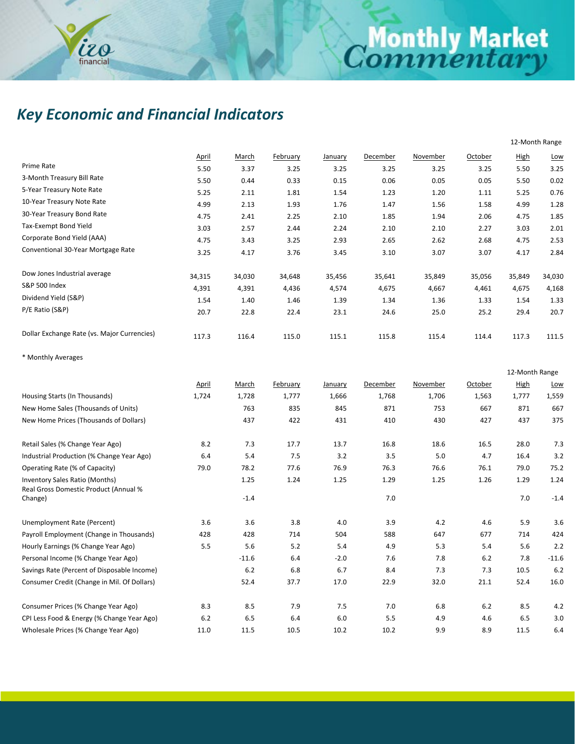# Monthly Market Commentary

## *Key Economic and Financial Indicators*

| | April | March | February | January | December | November | October | 12-Month Range High | 12-Month Range Low |
|---|---|---|---|---|---|---|---|---|---|
| Prime Rate | 5.50 | 3.37 | 3.25 | 3.25 | 3.25 | 3.25 | 3.25 | 5.50 | 3.25 |
| 3-Month Treasury Bill Rate | 5.50 | 0.44 | 0.33 | 0.15 | 0.06 | 0.05 | 0.05 | 5.50 | 0.02 |
| 5-Year Treasury Note Rate | 5.25 | 2.11 | 1.81 | 1.54 | 1.23 | 1.20 | 1.11 | 5.25 | 0.76 |
| 10-Year Treasury Note Rate | 4.99 | 2.13 | 1.93 | 1.76 | 1.47 | 1.56 | 1.58 | 4.99 | 1.28 |
| 30-Year Treasury Bond Rate | 4.75 | 2.41 | 2.25 | 2.10 | 1.85 | 1.94 | 2.06 | 4.75 | 1.85 |
| Tax-Exempt Bond Yield | 3.03 | 2.57 | 2.44 | 2.24 | 2.10 | 2.10 | 2.27 | 3.03 | 2.01 |
| Corporate Bond Yield (AAA) | 4.75 | 3.43 | 3.25 | 2.93 | 2.65 | 2.62 | 2.68 | 4.75 | 2.53 |
| Conventional 30-Year Mortgage Rate | 3.25 | 4.17 | 3.76 | 3.45 | 3.10 | 3.07 | 3.07 | 4.17 | 2.84 |
| Dow Jones Industrial average | 34,315 | 34,030 | 34,648 | 35,456 | 35,641 | 35,849 | 35,056 | 35,849 | 34,030 |
| S&P 500 Index | 4,391 | 4,391 | 4,436 | 4,574 | 4,675 | 4,667 | 4,461 | 4,675 | 4,168 |
| Dividend Yield (S&P) | 1.54 | 1.40 | 1.46 | 1.39 | 1.34 | 1.36 | 1.33 | 1.54 | 1.33 |
| P/E Ratio (S&P) | 20.7 | 22.8 | 22.4 | 23.1 | 24.6 | 25.0 | 25.2 | 29.4 | 20.7 |
| Dollar Exchange Rate (vs. Major Currencies) | 117.3 | 116.4 | 115.0 | 115.1 | 115.8 | 115.4 | 114.4 | 117.3 | 111.5 |

* Monthly Averages

| | April | March | February | January | December | November | October | 12-Month Range High | 12-Month Range Low |
|---|---|---|---|---|---|---|---|---|---|
| Housing Starts (In Thousands) | 1,724 | 1,728 | 1,777 | 1,666 | 1,768 | 1,706 | 1,563 | 1,777 | 1,559 |
| New Home Sales (Thousands of Units) | | 763 | 835 | 845 | 871 | 753 | 667 | 871 | 667 |
| New Home Prices (Thousands of Dollars) | | 437 | 422 | 431 | 410 | 430 | 427 | 437 | 375 |
| Retail Sales (% Change Year Ago) | 8.2 | 7.3 | 17.7 | 13.7 | 16.8 | 18.6 | 16.5 | 28.0 | 7.3 |
| Industrial Production (% Change Year Ago) | 6.4 | 5.4 | 7.5 | 3.2 | 3.5 | 5.0 | 4.7 | 16.4 | 3.2 |
| Operating Rate (% of Capacity) | 79.0 | 78.2 | 77.6 | 76.9 | 76.3 | 76.6 | 76.1 | 79.0 | 75.2 |
| Inventory Sales Ratio (Months) | | 1.25 | 1.24 | 1.25 | 1.29 | 1.25 | 1.26 | 1.29 | 1.24 |
| Real Gross Domestic Product (Annual % Change) | | -1.4 | | | 7.0 | | | 7.0 | -1.4 |
| Unemployment Rate (Percent) | 3.6 | 3.6 | 3.8 | 4.0 | 3.9 | 4.2 | 4.6 | 5.9 | 3.6 |
| Payroll Employment (Change in Thousands) | 428 | 428 | 714 | 504 | 588 | 647 | 677 | 714 | 424 |
| Hourly Earnings (% Change Year Ago) | 5.5 | 5.6 | 5.2 | 5.4 | 4.9 | 5.3 | 5.4 | 5.6 | 2.2 |
| Personal Income (% Change Year Ago) | | -11.6 | 6.4 | -2.0 | 7.6 | 7.8 | 6.2 | 7.8 | -11.6 |
| Savings Rate (Percent of Disposable Income) | | 6.2 | 6.8 | 6.7 | 8.4 | 7.3 | 7.3 | 10.5 | 6.2 |
| Consumer Credit (Change in Mil. Of Dollars) | | 52.4 | 37.7 | 17.0 | 22.9 | 32.0 | 21.1 | 52.4 | 16.0 |
| Consumer Prices (% Change Year Ago) | 8.3 | 8.5 | 7.9 | 7.5 | 7.0 | 6.8 | 6.2 | 8.5 | 4.2 |
| CPI Less Food & Energy (% Change Year Ago) | 6.2 | 6.5 | 6.4 | 6.0 | 5.5 | 4.9 | 4.6 | 6.5 | 3.0 |
| Wholesale Prices (% Change Year Ago) | 11.0 | 11.5 | 10.5 | 10.2 | 10.2 | 9.9 | 8.9 | 11.5 | 6.4 |